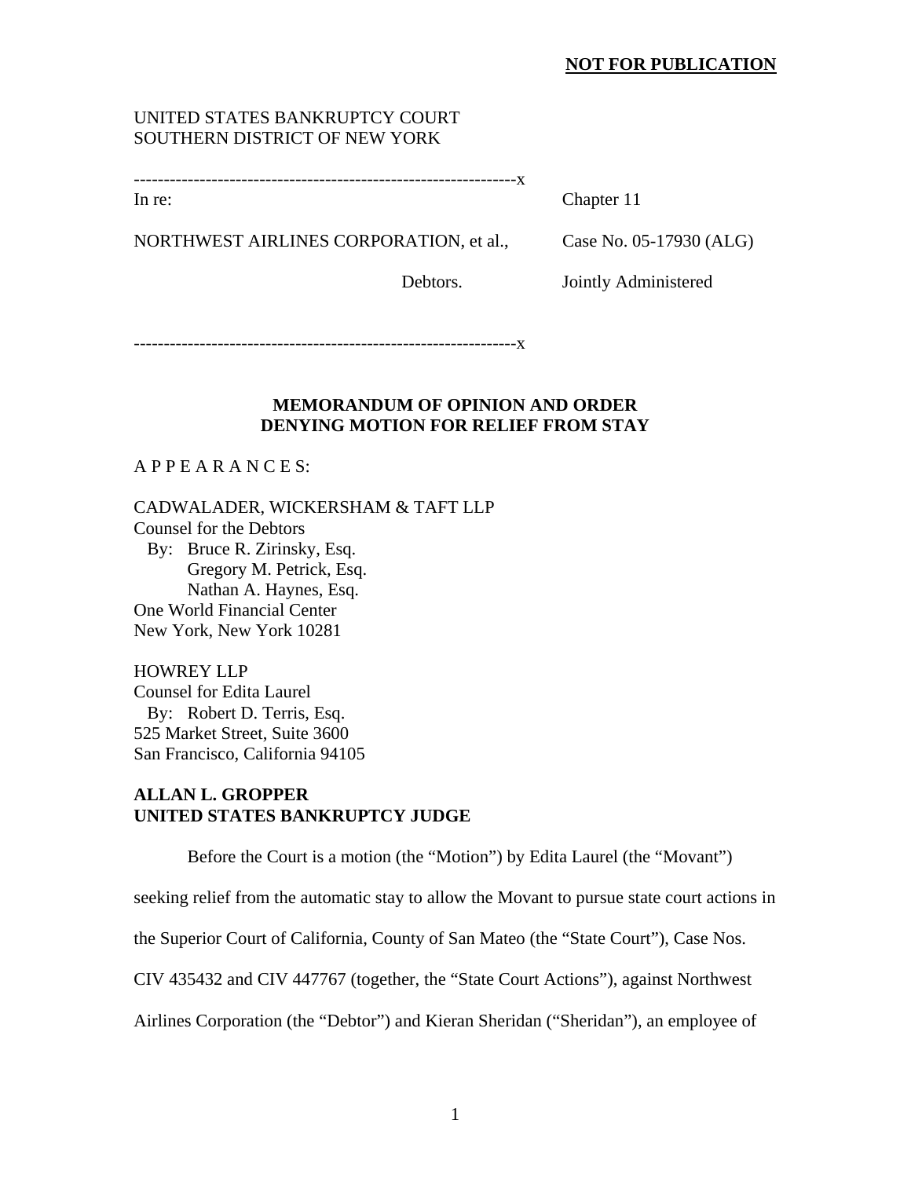**NOT FOR PUBLICATION**

UNITED STATES BANKRUPTCY COURT
SOUTHERN DISTRICT OF NEW YORK

---------------------------------------------------------------x

| | |
|---|---|
| In re: | Chapter 11 |
| NORTHWEST AIRLINES CORPORATION, et al., | Case No. 05-17930 (ALG) |
| Debtors. | Jointly Administered |

---------------------------------------------------------------x

**MEMORANDUM OF OPINION AND ORDER**
**DENYING MOTION FOR RELIEF FROM STAY**

A P P E A R A N C E S:

CADWALADER, WICKERSHAM & TAFT LLP
Counsel for the Debtors
By: Bruce R. Zirinsky, Esq.
Gregory M. Petrick, Esq.
Nathan A. Haynes, Esq.
One World Financial Center
New York, New York 10281

HOWREY LLP
Counsel for Edita Laurel
By: Robert D. Terris, Esq.
525 Market Street, Suite 3600
San Francisco, California 94105

**ALLAN L. GROPPER**
**UNITED STATES BANKRUPTCY JUDGE**

Before the Court is a motion (the "Motion") by Edita Laurel (the "Movant") seeking relief from the automatic stay to allow the Movant to pursue state court actions in the Superior Court of California, County of San Mateo (the "State Court"), Case Nos. CIV 435432 and CIV 447767 (together, the "State Court Actions"), against Northwest Airlines Corporation (the "Debtor") and Kieran Sheridan ("Sheridan"), an employee of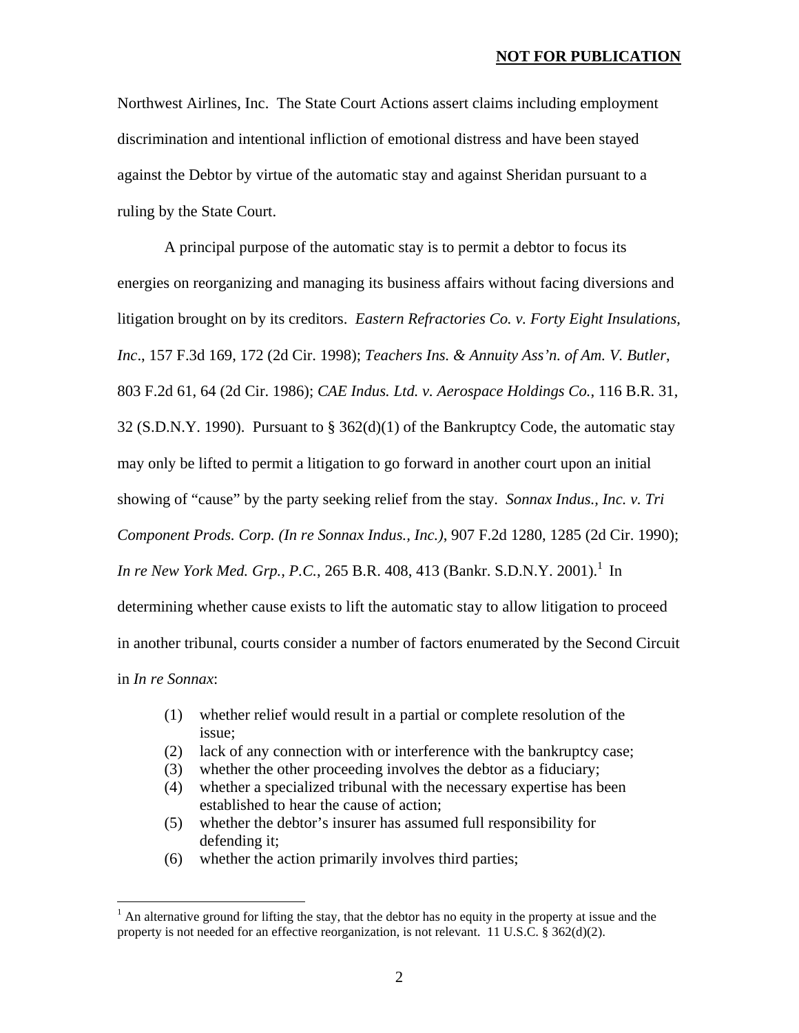Northwest Airlines, Inc. The State Court Actions assert claims including employment discrimination and intentional infliction of emotional distress and have been stayed against the Debtor by virtue of the automatic stay and against Sheridan pursuant to a ruling by the State Court.

A principal purpose of the automatic stay is to permit a debtor to focus its energies on reorganizing and managing its business affairs without facing diversions and litigation brought on by its creditors. *Eastern Refractories Co. v. Forty Eight Insulations, Inc*., 157 F.3d 169, 172 (2d Cir. 1998); *Teachers Ins. & Annuity Ass'n. of Am. V. Butler*, 803 F.2d 61, 64 (2d Cir. 1986); *CAE Indus. Ltd. v. Aerospace Holdings Co.*, 116 B.R. 31, 32 (S.D.N.Y. 1990). Pursuant to § 362(d)(1) of the Bankruptcy Code, the automatic stay may only be lifted to permit a litigation to go forward in another court upon an initial showing of "cause" by the party seeking relief from the stay. *Sonnax Indus., Inc. v. Tri Component Prods. Corp. (In re Sonnax Indus., Inc.)*, 907 F.2d 1280, 1285 (2d Cir. 1990); *In re New York Med. Grp., P.C.*, 265 B.R. 408, 413 (Bankr. S.D.N.Y. 2001).[1] In determining whether cause exists to lift the automatic stay to allow litigation to proceed in another tribunal, courts consider a number of factors enumerated by the Second Circuit in *In re Sonnax*:

(1) whether relief would result in a partial or complete resolution of the issue;
(2) lack of any connection with or interference with the bankruptcy case;
(3) whether the other proceeding involves the debtor as a fiduciary;
(4) whether a specialized tribunal with the necessary expertise has been established to hear the cause of action;
(5) whether the debtor's insurer has assumed full responsibility for defending it;
(6) whether the action primarily involves third parties;

[1] An alternative ground for lifting the stay, that the debtor has no equity in the property at issue and the property is not needed for an effective reorganization, is not relevant. 11 U.S.C. § 362(d)(2).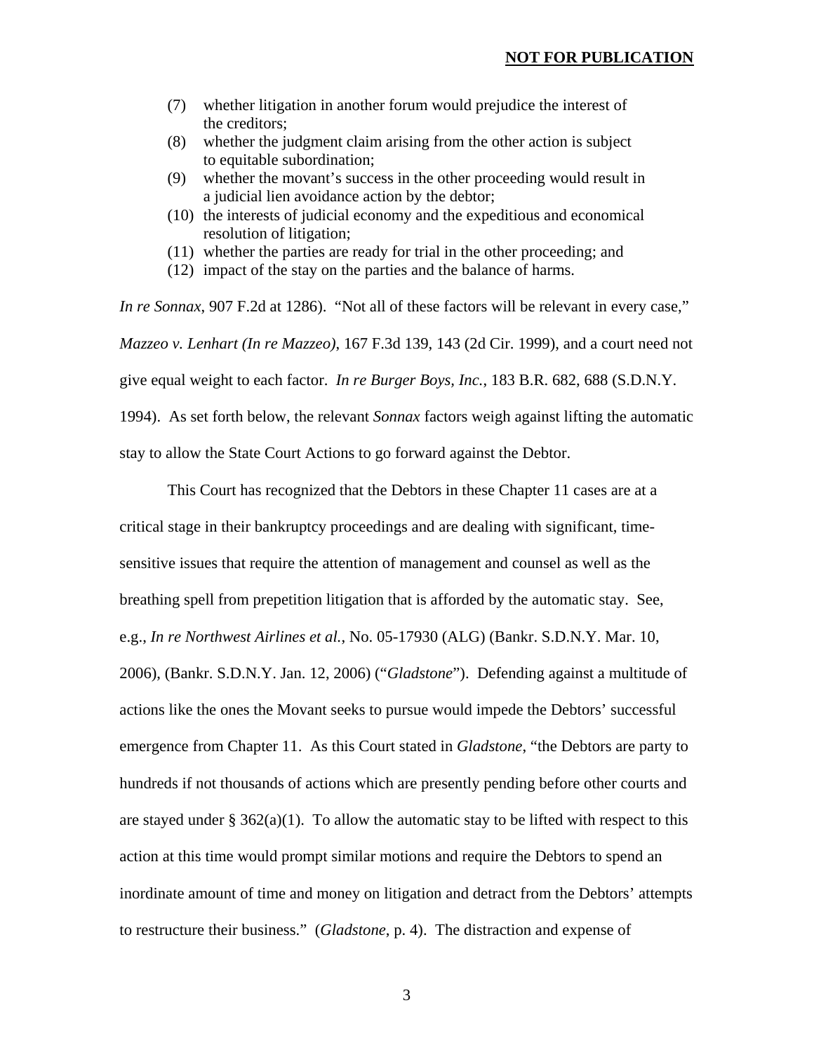(7) whether litigation in another forum would prejudice the interest of the creditors;
(8) whether the judgment claim arising from the other action is subject to equitable subordination;
(9) whether the movant's success in the other proceeding would result in a judicial lien avoidance action by the debtor;
(10) the interests of judicial economy and the expeditious and economical resolution of litigation;
(11) whether the parties are ready for trial in the other proceeding; and
(12) impact of the stay on the parties and the balance of harms.

*In re Sonnax*, 907 F.2d at 1286). "Not all of these factors will be relevant in every case," *Mazzeo v. Lenhart (In re Mazzeo)*, 167 F.3d 139, 143 (2d Cir. 1999), and a court need not give equal weight to each factor. *In re Burger Boys, Inc.*, 183 B.R. 682, 688 (S.D.N.Y. 1994). As set forth below, the relevant *Sonnax* factors weigh against lifting the automatic stay to allow the State Court Actions to go forward against the Debtor.

This Court has recognized that the Debtors in these Chapter 11 cases are at a critical stage in their bankruptcy proceedings and are dealing with significant, time-sensitive issues that require the attention of management and counsel as well as the breathing spell from prepetition litigation that is afforded by the automatic stay. See, e.g., *In re Northwest Airlines et al.*, No. 05-17930 (ALG) (Bankr. S.D.N.Y. Mar. 10, 2006), (Bankr. S.D.N.Y. Jan. 12, 2006) ("*Gladstone*"). Defending against a multitude of actions like the ones the Movant seeks to pursue would impede the Debtors' successful emergence from Chapter 11. As this Court stated in *Gladstone*, "the Debtors are party to hundreds if not thousands of actions which are presently pending before other courts and are stayed under § 362(a)(1). To allow the automatic stay to be lifted with respect to this action at this time would prompt similar motions and require the Debtors to spend an inordinate amount of time and money on litigation and detract from the Debtors' attempts to restructure their business." (*Gladstone*, p. 4). The distraction and expense of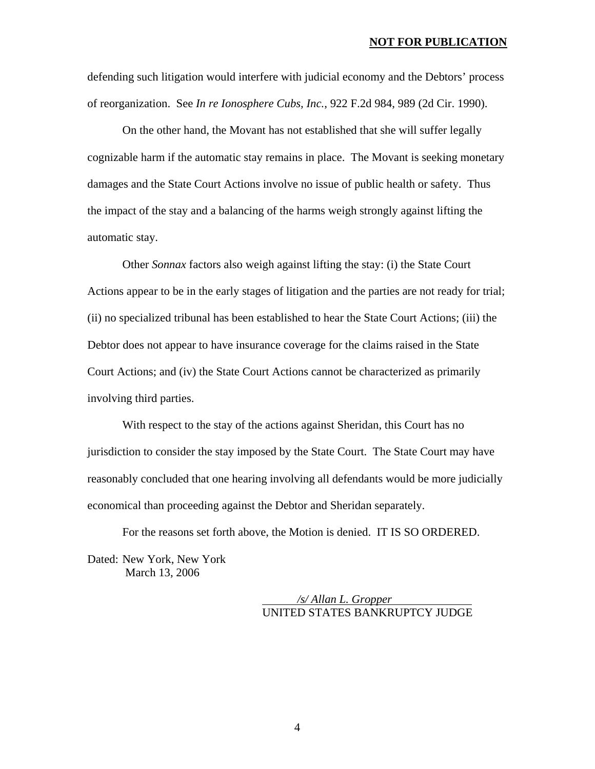**NOT FOR PUBLICATION**

defending such litigation would interfere with judicial economy and the Debtors' process of reorganization. See *In re Ionosphere Cubs, Inc.*, 922 F.2d 984, 989 (2d Cir. 1990).

On the other hand, the Movant has not established that she will suffer legally cognizable harm if the automatic stay remains in place. The Movant is seeking monetary damages and the State Court Actions involve no issue of public health or safety. Thus the impact of the stay and a balancing of the harms weigh strongly against lifting the automatic stay.

Other *Sonnax* factors also weigh against lifting the stay: (i) the State Court Actions appear to be in the early stages of litigation and the parties are not ready for trial; (ii) no specialized tribunal has been established to hear the State Court Actions; (iii) the Debtor does not appear to have insurance coverage for the claims raised in the State Court Actions; and (iv) the State Court Actions cannot be characterized as primarily involving third parties.

With respect to the stay of the actions against Sheridan, this Court has no jurisdiction to consider the stay imposed by the State Court. The State Court may have reasonably concluded that one hearing involving all defendants would be more judicially economical than proceeding against the Debtor and Sheridan separately.

For the reasons set forth above, the Motion is denied. IT IS SO ORDERED.

Dated: New York, New York
March 13, 2006

*/s/ Allan L. Gropper*
UNITED STATES BANKRUPTCY JUDGE